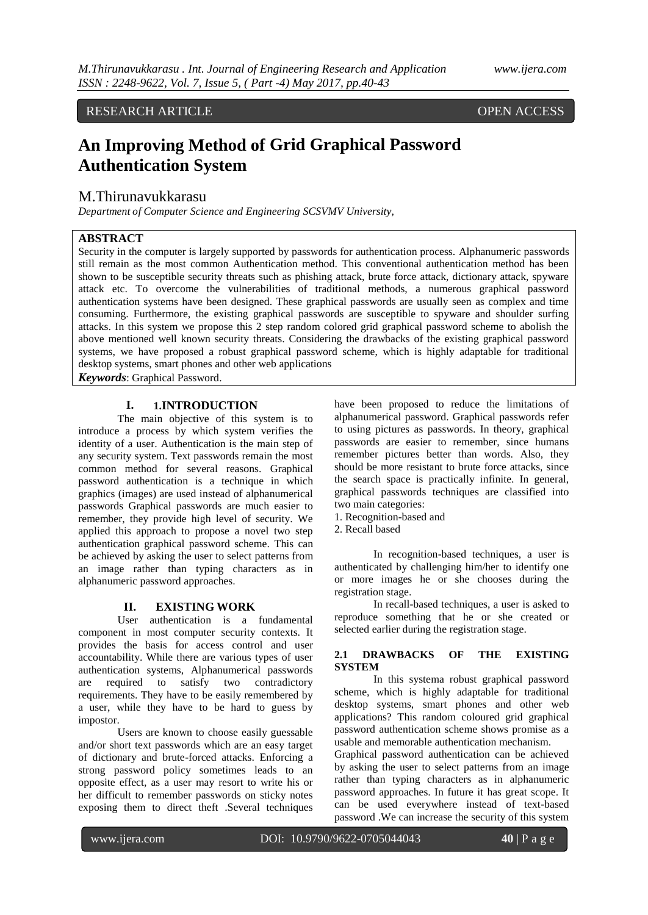RESEARCH ARTICLE OPEN ACCESS

# An Improving Method of Grid Graphical Password Authentication System

M.Thirunavukkarasu

*Department of Computer Science and Engineering SCSVMV University,*

## ABSTRACT

Security in the computer is largely supported by passwords for authentication process. Alphanumeric passwords still remain as the most common Authentication method. This conventional authentication method has been shown to be susceptible security threats such as phishing attack, brute force attack, dictionary attack, spyware attack etc. To overcome the vulnerabilities of traditional methods, a numerous graphical password authentication systems have been designed. These graphical passwords are usually seen as complex and time consuming. Furthermore, the existing graphical passwords are susceptible to spyware and shoulder surfing attacks. In this system we propose this 2 step random colored grid graphical password scheme to abolish the above mentioned well known security threats. Considering the drawbacks of the existing graphical password systems, we have proposed a robust graphical password scheme, which is highly adaptable for traditional desktop systems, smart phones and other web applications

***Keywords***: Graphical Password.

## I. 1.INTRODUCTION

The main objective of this system is to introduce a process by which system verifies the identity of a user. Authentication is the main step of any security system. Text passwords remain the most common method for several reasons. Graphical password authentication is a technique in which graphics (images) are used instead of alphanumerical passwords Graphical passwords are much easier to remember, they provide high level of security. We applied this approach to propose a novel two step authentication graphical password scheme. This can be achieved by asking the user to select patterns from an image rather than typing characters as in alphanumeric password approaches.

## II. EXISTING WORK

User authentication is a fundamental component in most computer security contexts. It provides the basis for access control and user accountability. While there are various types of user authentication systems, Alphanumerical passwords are required to satisfy two contradictory requirements. They have to be easily remembered by a user, while they have to be hard to guess by impostor.

Users are known to choose easily guessable and/or short text passwords which are an easy target of dictionary and brute-forced attacks. Enforcing a strong password policy sometimes leads to an opposite effect, as a user may resort to write his or her difficult to remember passwords on sticky notes exposing them to direct theft .Several techniques have been proposed to reduce the limitations of alphanumerical password. Graphical passwords refer to using pictures as passwords. In theory, graphical passwords are easier to remember, since humans remember pictures better than words. Also, they should be more resistant to brute force attacks, since the search space is practically infinite. In general, graphical passwords techniques are classified into two main categories:

1. Recognition-based and
2. Recall based

In recognition-based techniques, a user is authenticated by challenging him/her to identify one or more images he or she chooses during the registration stage.

In recall-based techniques, a user is asked to reproduce something that he or she created or selected earlier during the registration stage.

### 2.1 DRAWBACKS OF THE EXISTING SYSTEM

In this systema robust graphical password scheme, which is highly adaptable for traditional desktop systems, smart phones and other web applications? This random coloured grid graphical password authentication scheme shows promise as a usable and memorable authentication mechanism.

Graphical password authentication can be achieved by asking the user to select patterns from an image rather than typing characters as in alphanumeric password approaches. In future it has great scope. It can be used everywhere instead of text-based password .We can increase the security of this system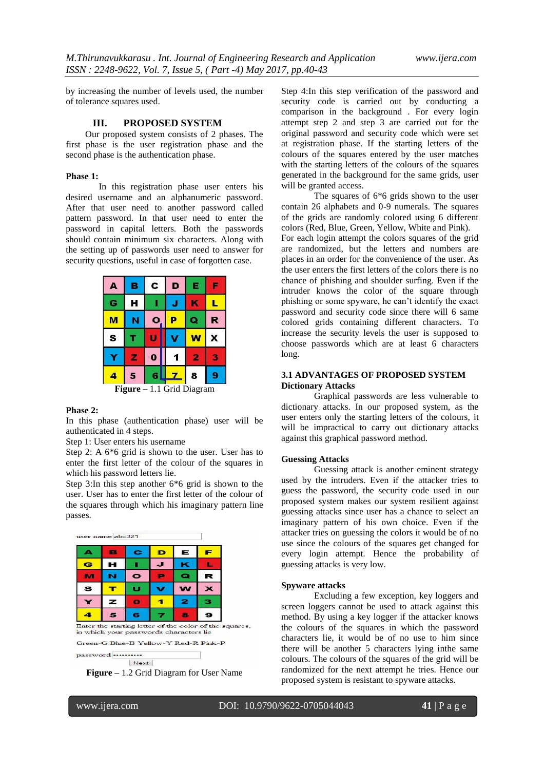by increasing the number of levels used, the number of tolerance squares used.

## III. PROPOSED SYSTEM

Our proposed system consists of 2 phases. The first phase is the user registration phase and the second phase is the authentication phase.

**Phase 1:**

In this registration phase user enters his desired username and an alphanumeric password. After that user need to another password called pattern password. In that user need to enter the password in capital letters. Both the passwords should contain minimum six characters. Along with the setting up of passwords user need to answer for security questions, useful in case of forgotten case.

| A | B | C | D | E | F |
|---|---|---|---|---|---|
| G | H | I | J | K | L |
| M | N | O | P | Q | R |
| S | T | U | V | W | X |
| Y | Z | 0 | 1 | 2 | 3 |
| 4 | 5 | 6 | 7 | 8 | 9 |

**Figure** – 1.1 Grid Diagram

**Phase 2:**

In this phase (authentication phase) user will be authenticated in 4 steps.

Step 1: User enters his username

Step 2: A 6\*6 grid is shown to the user. User has to enter the first letter of the colour of the squares in which his password letters lie.

Step 3:In this step another 6\*6 grid is shown to the user. User has to enter the first letter of the colour of the squares through which his imaginary pattern line passes.

user name abc321

| A | B | C | D | E | F |
|---|---|---|---|---|---|
| G | H | I | J | K | L |
| M | N | O | P | Q | R |
| S | T | U | V | W | X |
| Y | Z | 0 | 1 | 2 | 3 |
| 4 | 5 | 6 | 7 | 8 | 9 |

Enter the starting letter of the color of the squares, in which your passwords characters lie

Green-G Blue-B Yellow-Y Red-R Pink-P

password ••••••••••

Next

**Figure** – 1.2 Grid Diagram for User Name

Step 4:In this step verification of the password and security code is carried out by conducting a comparison in the background . For every login attempt step 2 and step 3 are carried out for the original password and security code which were set at registration phase. If the starting letters of the colours of the squares entered by the user matches with the starting letters of the colours of the squares generated in the background for the same grids, user will be granted access.

The squares of 6\*6 grids shown to the user contain 26 alphabets and 0-9 numerals. The squares of the grids are randomly colored using 6 different colors (Red, Blue, Green, Yellow, White and Pink). For each login attempt the colors squares of the grid are randomized, but the letters and numbers are places in an order for the convenience of the user. As the user enters the first letters of the colors there is no chance of phishing and shoulder surfing. Even if the intruder knows the color of the square through phishing or some spyware, he can't identify the exact password and security code since there will 6 same colored grids containing different characters. To increase the security levels the user is supposed to choose passwords which are at least 6 characters long.

### 3.1 ADVANTAGES OF PROPOSED SYSTEM

**Dictionary Attacks**

Graphical passwords are less vulnerable to dictionary attacks. In our proposed system, as the user enters only the starting letters of the colours, it will be impractical to carry out dictionary attacks against this graphical password method.

**Guessing Attacks**

Guessing attack is another eminent strategy used by the intruders. Even if the attacker tries to guess the password, the security code used in our proposed system makes our system resilient against guessing attacks since user has a chance to select an imaginary pattern of his own choice. Even if the attacker tries on guessing the colors it would be of no use since the colours of the squares get changed for every login attempt. Hence the probability of guessing attacks is very low.

**Spyware attacks**

Excluding a few exception, key loggers and screen loggers cannot be used to attack against this method. By using a key logger if the attacker knows the colours of the squares in which the password characters lie, it would be of no use to him since there will be another 5 characters lying inthe same colours. The colours of the squares of the grid will be randomized for the next attempt he tries. Hence our proposed system is resistant to spyware attacks.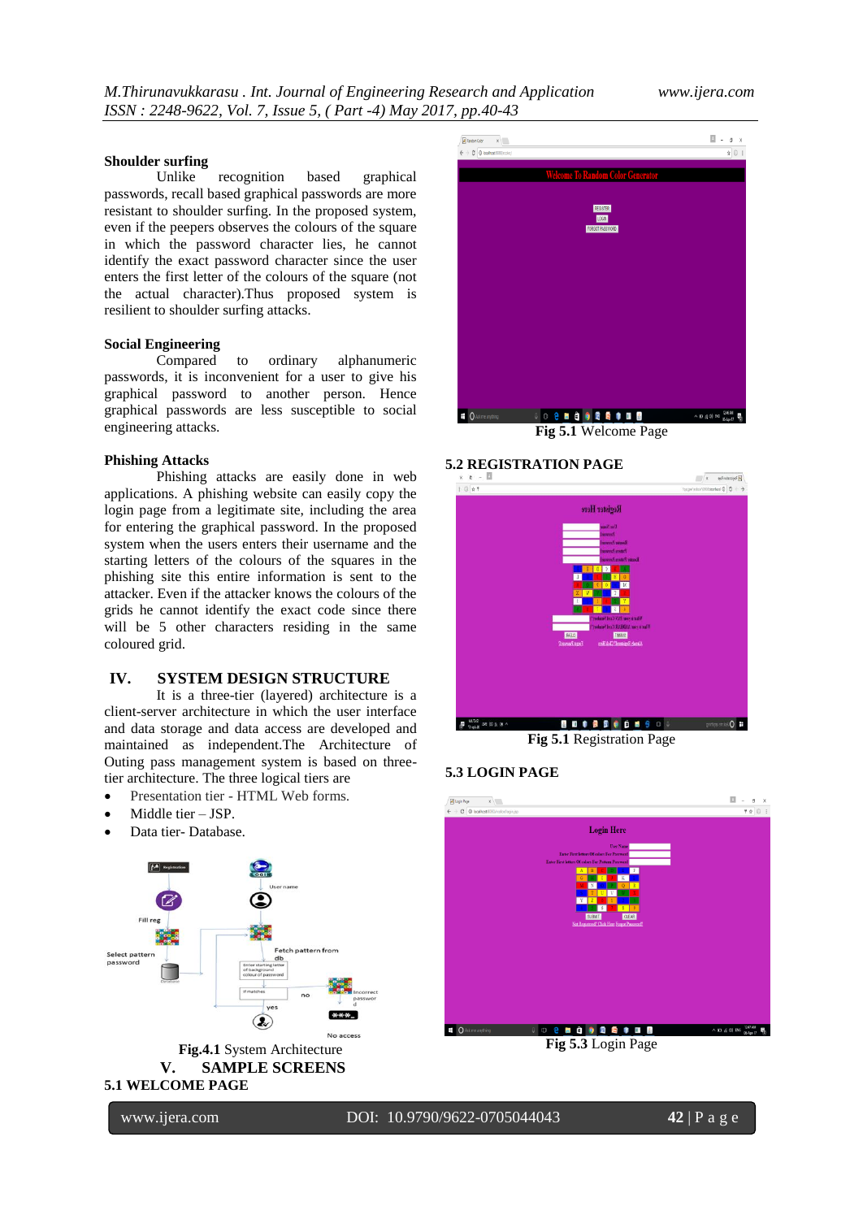### Shoulder surfing

Unlike recognition based graphical passwords, recall based graphical passwords are more resistant to shoulder surfing. In the proposed system, even if the peepers observes the colours of the square in which the password character lies, he cannot identify the exact password character since the user enters the first letter of the colours of the square (not the actual character).Thus proposed system is resilient to shoulder surfing attacks.

### Social Engineering

Compared to ordinary alphanumeric passwords, it is inconvenient for a user to give his graphical password to another person. Hence graphical passwords are less susceptible to social engineering attacks.

### Phishing Attacks

Phishing attacks are easily done in web applications. A phishing website can easily copy the login page from a legitimate site, including the area for entering the graphical password. In the proposed system when the users enters their username and the starting letters of the colours of the squares in the phishing site this entire information is sent to the attacker. Even if the attacker knows the colours of the grids he cannot identify the exact code since there will be 5 other characters residing in the same coloured grid.

## IV. SYSTEM DESIGN STRUCTURE

It is a three-tier (layered) architecture is a client-server architecture in which the user interface and data storage and data access are developed and maintained as independent.The Architecture of Outing pass management system is based on three-tier architecture. The three logical tiers are

- Presentation tier - HTML Web forms.
- Middle tier – JSP.
- Data tier- Database.

**Fig.4.1** System Architecture

## V. SAMPLE SCREENS

### 5.1 WELCOME PAGE

**Fig 5.1** Welcome Page

### 5.2 REGISTRATION PAGE

**Fig 5.1** Registration Page

### 5.3 LOGIN PAGE

**Fig 5.3** Login Page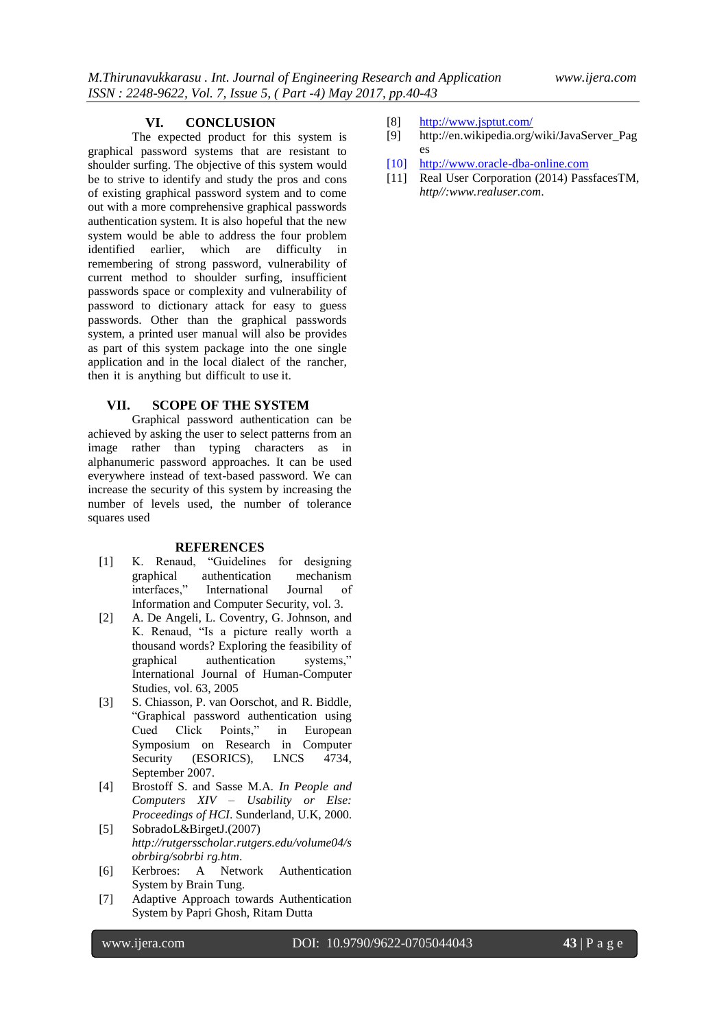## VI. CONCLUSION

The expected product for this system is graphical password systems that are resistant to shoulder surfing. The objective of this system would be to strive to identify and study the pros and cons of existing graphical password system and to come out with a more comprehensive graphical passwords authentication system. It is also hopeful that the new system would be able to address the four problem identified earlier, which are difficulty in remembering of strong password, vulnerability of current method to shoulder surfing, insufficient passwords space or complexity and vulnerability of password to dictionary attack for easy to guess passwords. Other than the graphical passwords system, a printed user manual will also be provides as part of this system package into the one single application and in the local dialect of the rancher, then it is anything but difficult to use it.

## VII. SCOPE OF THE SYSTEM

Graphical password authentication can be achieved by asking the user to select patterns from an image rather than typing characters as in alphanumeric password approaches. It can be used everywhere instead of text-based password. We can increase the security of this system by increasing the number of levels used, the number of tolerance squares used

## REFERENCES

[1] K. Renaud, "Guidelines for designing graphical authentication mechanism interfaces," International Journal of Information and Computer Security, vol. 3.

[2] A. De Angeli, L. Coventry, G. Johnson, and K. Renaud, "Is a picture really worth a thousand words? Exploring the feasibility of graphical authentication systems," International Journal of Human-Computer Studies, vol. 63, 2005

[3] S. Chiasson, P. van Oorschot, and R. Biddle, "Graphical password authentication using Cued Click Points," in European Symposium on Research in Computer Security (ESORICS), LNCS 4734, September 2007.

[4] Brostoff S. and Sasse M.A. *In People and Computers XIV – Usability or Else: Proceedings of HCI*. Sunderland, U.K, 2000.

[5] SobradoL&BirgetJ.(2007) *http://rutgersscholar.rutgers.edu/volume04/sobrbirg/sobrbi rg.htm*.

[6] Kerbroes: A Network Authentication System by Brain Tung.

[7] Adaptive Approach towards Authentication System by Papri Ghosh, Ritam Dutta

[8] http://www.jsptut.com/

[9] http://en.wikipedia.org/wiki/JavaServer_Pages

[10] http://www.oracle-dba-online.com

[11] Real User Corporation (2014) PassfacesTM, *http//:www.realuser.com*.